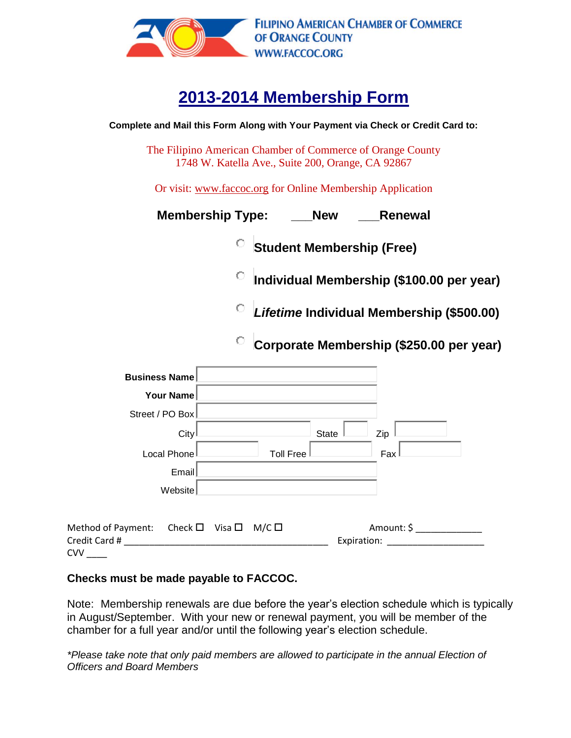FILIPINO AMERICAN CHAMBER OF COMMERCE
OF ORANGE COUNTY
WWW.FACCOC.ORG

# 2013-2014 Membership Form

**Complete and Mail this Form Along with Your Payment via Check or Credit Card to:**

The Filipino American Chamber of Commerce of Orange County
1748 W. Katella Ave., Suite 200, Orange, CA 92867

Or visit: www.faccoc.org for Online Membership Application

**Membership Type: ___New ___Renewal**

- **Student Membership (Free)**
- **Individual Membership ($100.00 per year)**
- ***Lifetime* Individual Membership ($500.00)**
- **Corporate Membership ($250.00 per year)**

**Business Name** ____________________

**Your Name** ____________________

Street / PO Box ____________________

City ____________ State ____ Zip ________

Local Phone ________ Toll Free ________ Fax ________

Email ____________________

Website ____________________

Method of Payment: Check ☐ Visa ☐ M/C ☐ Amount: $ ____________
Credit Card # ________________________________________ Expiration: __________________
CVV ____

**Checks must be made payable to FACCOC.**

Note: Membership renewals are due before the year's election schedule which is typically in August/September. With your new or renewal payment, you will be member of the chamber for a full year and/or until the following year's election schedule.

*\*Please take note that only paid members are allowed to participate in the annual Election of Officers and Board Members*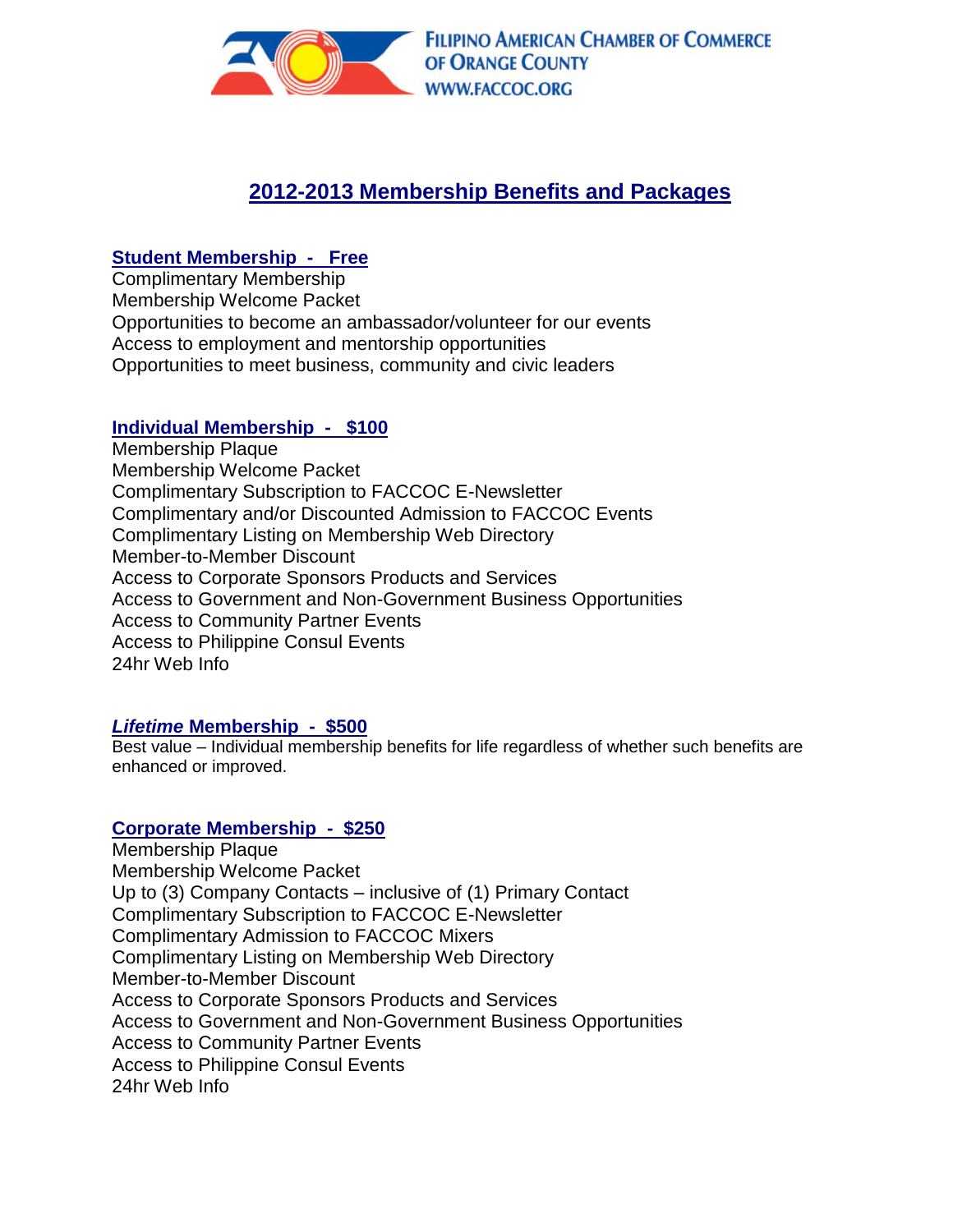FILIPINO AMERICAN CHAMBER OF COMMERCE
OF ORANGE COUNTY
WWW.FACCOC.ORG

# 2012-2013 Membership Benefits and Packages

## Student Membership - Free

Complimentary Membership
Membership Welcome Packet
Opportunities to become an ambassador/volunteer for our events
Access to employment and mentorship opportunities
Opportunities to meet business, community and civic leaders

## Individual Membership - $100

Membership Plaque
Membership Welcome Packet
Complimentary Subscription to FACCOC E-Newsletter
Complimentary and/or Discounted Admission to FACCOC Events
Complimentary Listing on Membership Web Directory
Member-to-Member Discount
Access to Corporate Sponsors Products and Services
Access to Government and Non-Government Business Opportunities
Access to Community Partner Events
Access to Philippine Consul Events
24hr Web Info

## *Lifetime* Membership - $500

Best value – Individual membership benefits for life regardless of whether such benefits are enhanced or improved.

## Corporate Membership - $250

Membership Plaque
Membership Welcome Packet
Up to (3) Company Contacts – inclusive of (1) Primary Contact
Complimentary Subscription to FACCOC E-Newsletter
Complimentary Admission to FACCOC Mixers
Complimentary Listing on Membership Web Directory
Member-to-Member Discount
Access to Corporate Sponsors Products and Services
Access to Government and Non-Government Business Opportunities
Access to Community Partner Events
Access to Philippine Consul Events
24hr Web Info